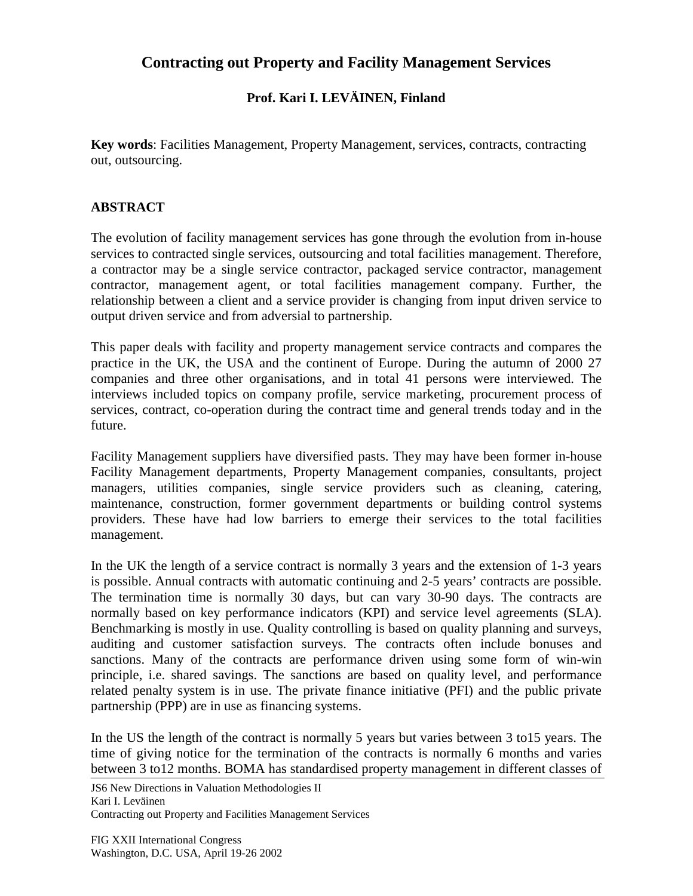# Contracting out Property and Facility Management Services

**Prof. Kari I. LEVÄINEN, Finland**

**Key words**: Facilities Management, Property Management, services, contracts, contracting out, outsourcing.

## ABSTRACT

The evolution of facility management services has gone through the evolution from in-house services to contracted single services, outsourcing and total facilities management. Therefore, a contractor may be a single service contractor, packaged service contractor, management contractor, management agent, or total facilities management company. Further, the relationship between a client and a service provider is changing from input driven service to output driven service and from adversial to partnership.

This paper deals with facility and property management service contracts and compares the practice in the UK, the USA and the continent of Europe. During the autumn of 2000 27 companies and three other organisations, and in total 41 persons were interviewed. The interviews included topics on company profile, service marketing, procurement process of services, contract, co-operation during the contract time and general trends today and in the future.

Facility Management suppliers have diversified pasts. They may have been former in-house Facility Management departments, Property Management companies, consultants, project managers, utilities companies, single service providers such as cleaning, catering, maintenance, construction, former government departments or building control systems providers. These have had low barriers to emerge their services to the total facilities management.

In the UK the length of a service contract is normally 3 years and the extension of 1-3 years is possible. Annual contracts with automatic continuing and 2-5 years' contracts are possible. The termination time is normally 30 days, but can vary 30-90 days. The contracts are normally based on key performance indicators (KPI) and service level agreements (SLA). Benchmarking is mostly in use. Quality controlling is based on quality planning and surveys, auditing and customer satisfaction surveys. The contracts often include bonuses and sanctions. Many of the contracts are performance driven using some form of win-win principle, i.e. shared savings. The sanctions are based on quality level, and performance related penalty system is in use. The private finance initiative (PFI) and the public private partnership (PPP) are in use as financing systems.

In the US the length of the contract is normally 5 years but varies between 3 to15 years. The time of giving notice for the termination of the contracts is normally 6 months and varies between 3 to12 months. BOMA has standardised property management in different classes of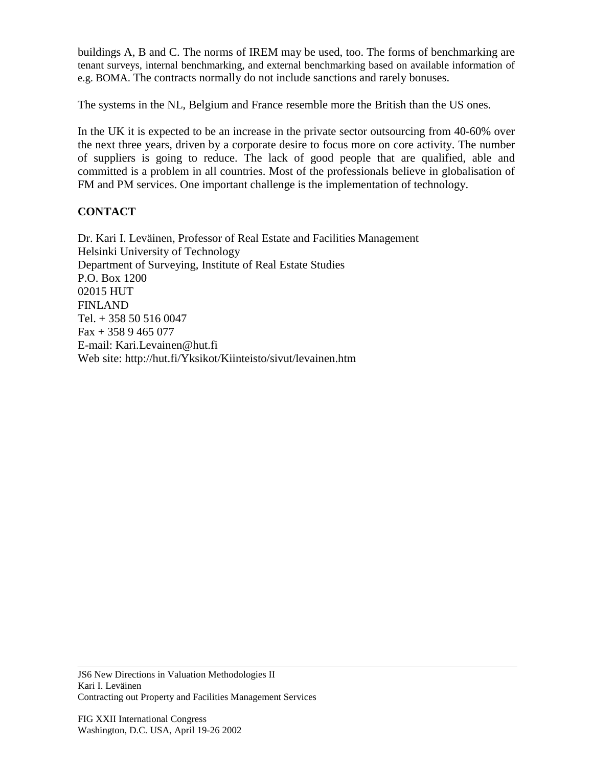buildings A, B and C. The norms of IREM may be used, too. The forms of benchmarking are tenant surveys, internal benchmarking, and external benchmarking based on available information of e.g. BOMA. The contracts normally do not include sanctions and rarely bonuses.

The systems in the NL, Belgium and France resemble more the British than the US ones.

In the UK it is expected to be an increase in the private sector outsourcing from 40-60% over the next three years, driven by a corporate desire to focus more on core activity. The number of suppliers is going to reduce. The lack of good people that are qualified, able and committed is a problem in all countries. Most of the professionals believe in globalisation of FM and PM services. One important challenge is the implementation of technology.

## CONTACT

Dr. Kari I. Leväinen, Professor of Real Estate and Facilities Management
Helsinki University of Technology
Department of Surveying, Institute of Real Estate Studies
P.O. Box 1200
02015 HUT
FINLAND
Tel. + 358 50 516 0047
Fax + 358 9 465 077
E-mail: Kari.Levainen@hut.fi
Web site: http://hut.fi/Yksikot/Kiinteisto/sivut/levainen.htm